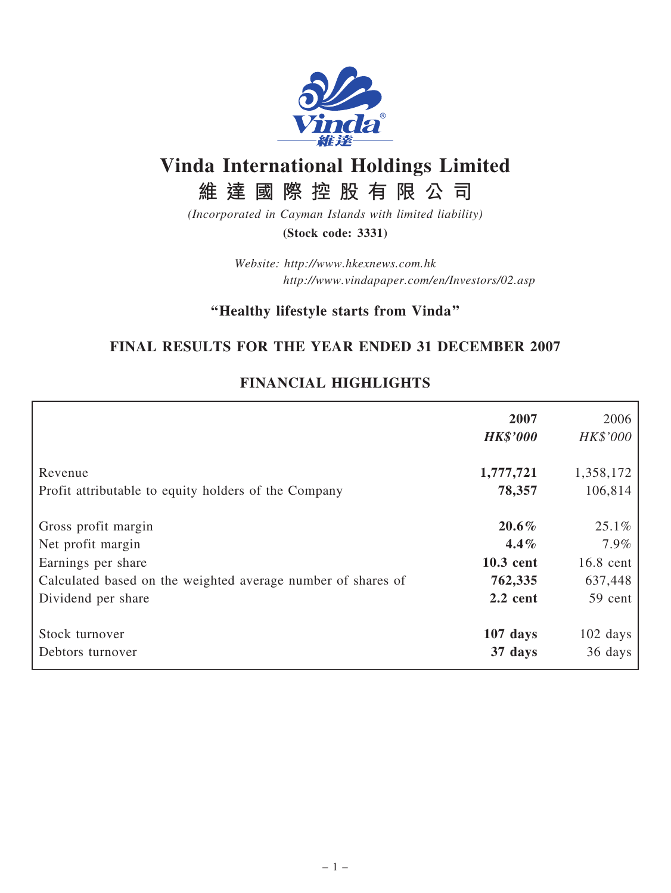# Vinda International Holdings Limited

## 維達國際控股有限公司

*(Incorporated in Cayman Islands with limited liability)*

**(Stock code: 3331)**

*Website: http://www.hkexnews.com.hk*
*http://www.vindapaper.com/en/Investors/02.asp*

**"Healthy lifestyle starts from Vinda"**

## FINAL RESULTS FOR THE YEAR ENDED 31 DECEMBER 2007

## FINANCIAL HIGHLIGHTS

| | **2007** | 2006 |
|---|---|---|
| | ***HK$'000*** | *HK$'000* |
| Revenue | **1,777,721** | 1,358,172 |
| Profit attributable to equity holders of the Company | **78,357** | 106,814 |
| Gross profit margin | **20.6%** | 25.1% |
| Net profit margin | **4.4%** | 7.9% |
| Earnings per share | **10.3 cent** | 16.8 cent |
| Calculated based on the weighted average number of shares of | **762,335** | 637,448 |
| Dividend per share | **2.2 cent** | 59 cent |
| Stock turnover | **107 days** | 102 days |
| Debtors turnover | **37 days** | 36 days |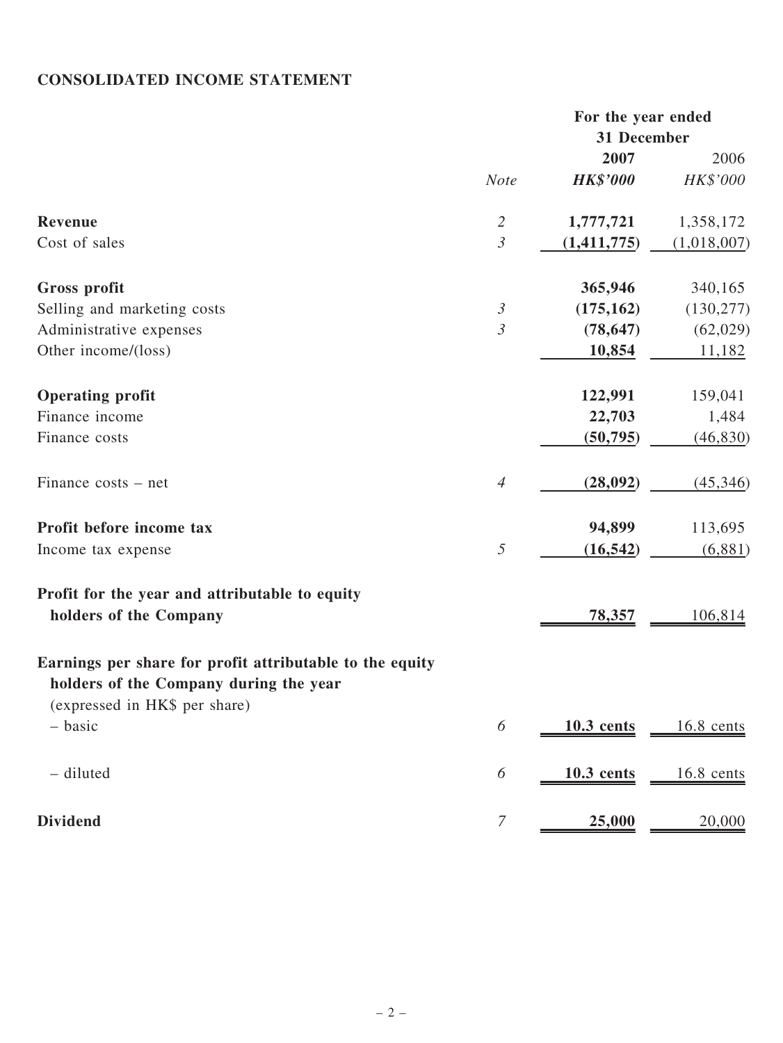## CONSOLIDATED INCOME STATEMENT

| | Note | For the year ended 31 December 2007 HK$'000 | 2006 HK$'000 |
|---|---|---|---|
| **Revenue** | 2 | **1,777,721** | 1,358,172 |
| Cost of sales | 3 | **(1,411,775)** | (1,018,007) |
| **Gross profit** | | **365,946** | 340,165 |
| Selling and marketing costs | 3 | **(175,162)** | (130,277) |
| Administrative expenses | 3 | **(78,647)** | (62,029) |
| Other income/(loss) | | **10,854** | 11,182 |
| **Operating profit** | | **122,991** | 159,041 |
| Finance income | | **22,703** | 1,484 |
| Finance costs | | **(50,795)** | (46,830) |
| Finance costs – net | 4 | **(28,092)** | (45,346) |
| **Profit before income tax** | | **94,899** | 113,695 |
| Income tax expense | 5 | **(16,542)** | (6,881) |
| **Profit for the year and attributable to equity holders of the Company** | | **78,357** | 106,814 |
| **Earnings per share for profit attributable to the equity holders of the Company during the year** (expressed in HK$ per share) | | | |
| – basic | 6 | **10.3 cents** | 16.8 cents |
| – diluted | 6 | **10.3 cents** | 16.8 cents |
| **Dividend** | 7 | **25,000** | 20,000 |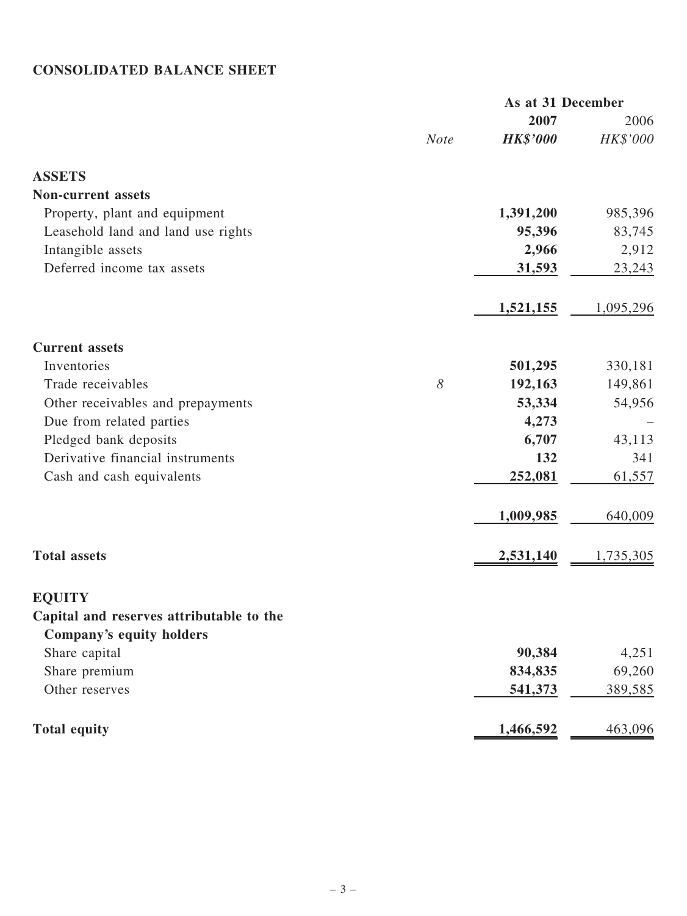## CONSOLIDATED BALANCE SHEET

| | Note | As at 31 December 2007 HK$'000 | 2006 HK$'000 |
|---|---|---|---|
| **ASSETS** | | | |
| **Non-current assets** | | | |
| Property, plant and equipment | | **1,391,200** | 985,396 |
| Leasehold land and land use rights | | **95,396** | 83,745 |
| Intangible assets | | **2,966** | 2,912 |
| Deferred income tax assets | | **31,593** | 23,243 |
| | | **1,521,155** | 1,095,296 |
| **Current assets** | | | |
| Inventories | | **501,295** | 330,181 |
| Trade receivables | *8* | **192,163** | 149,861 |
| Other receivables and prepayments | | **53,334** | 54,956 |
| Due from related parties | | **4,273** | – |
| Pledged bank deposits | | **6,707** | 43,113 |
| Derivative financial instruments | | **132** | 341 |
| Cash and cash equivalents | | **252,081** | 61,557 |
| | | **1,009,985** | 640,009 |
| **Total assets** | | **2,531,140** | 1,735,305 |
| **EQUITY** | | | |
| **Capital and reserves attributable to the Company's equity holders** | | | |
| Share capital | | **90,384** | 4,251 |
| Share premium | | **834,835** | 69,260 |
| Other reserves | | **541,373** | 389,585 |
| **Total equity** | | **1,466,592** | 463,096 |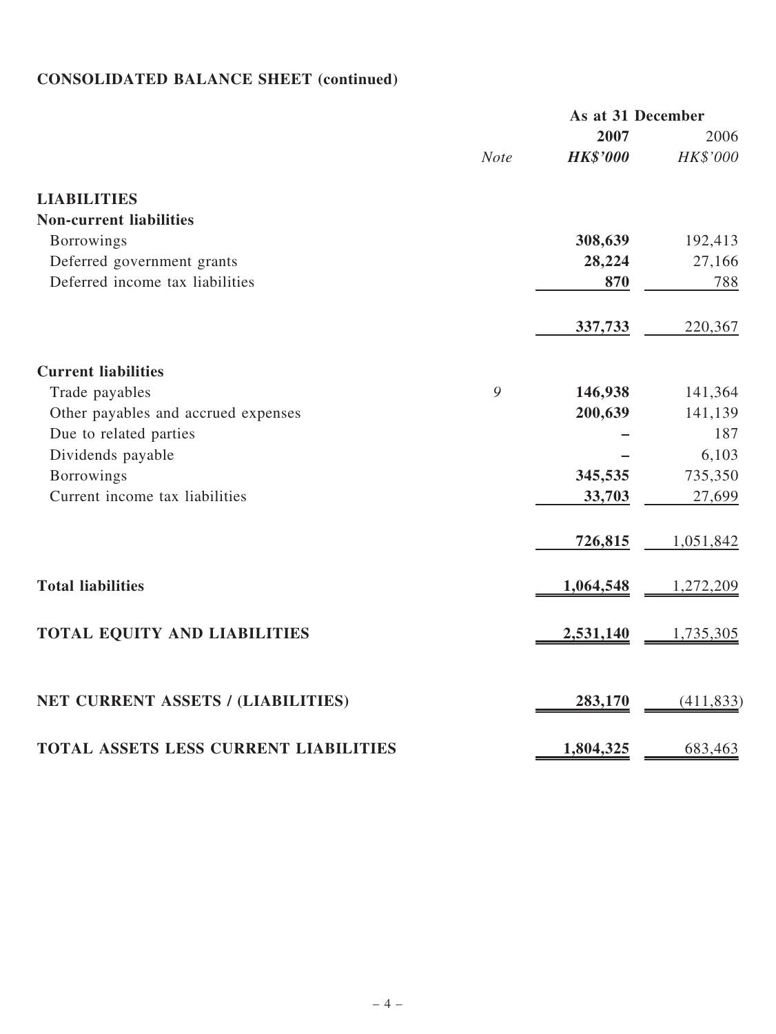## CONSOLIDATED BALANCE SHEET (continued)

| | | As at 31 December | |
|---|---|---|---|
| | | **2007** | 2006 |
| | *Note* | ***HK$'000*** | *HK$'000* |
| **LIABILITIES** | | | |
| **Non-current liabilities** | | | |
| Borrowings | | **308,639** | 192,413 |
| Deferred government grants | | **28,224** | 27,166 |
| Deferred income tax liabilities | | **870** | 788 |
| | | **337,733** | 220,367 |
| **Current liabilities** | | | |
| Trade payables | *9* | **146,938** | 141,364 |
| Other payables and accrued expenses | | **200,639** | 141,139 |
| Due to related parties | | **–** | 187 |
| Dividends payable | | **–** | 6,103 |
| Borrowings | | **345,535** | 735,350 |
| Current income tax liabilities | | **33,703** | 27,699 |
| | | **726,815** | 1,051,842 |
| **Total liabilities** | | **1,064,548** | 1,272,209 |
| **TOTAL EQUITY AND LIABILITIES** | | **2,531,140** | 1,735,305 |
| **NET CURRENT ASSETS / (LIABILITIES)** | | **283,170** | (411,833) |
| **TOTAL ASSETS LESS CURRENT LIABILITIES** | | **1,804,325** | 683,463 |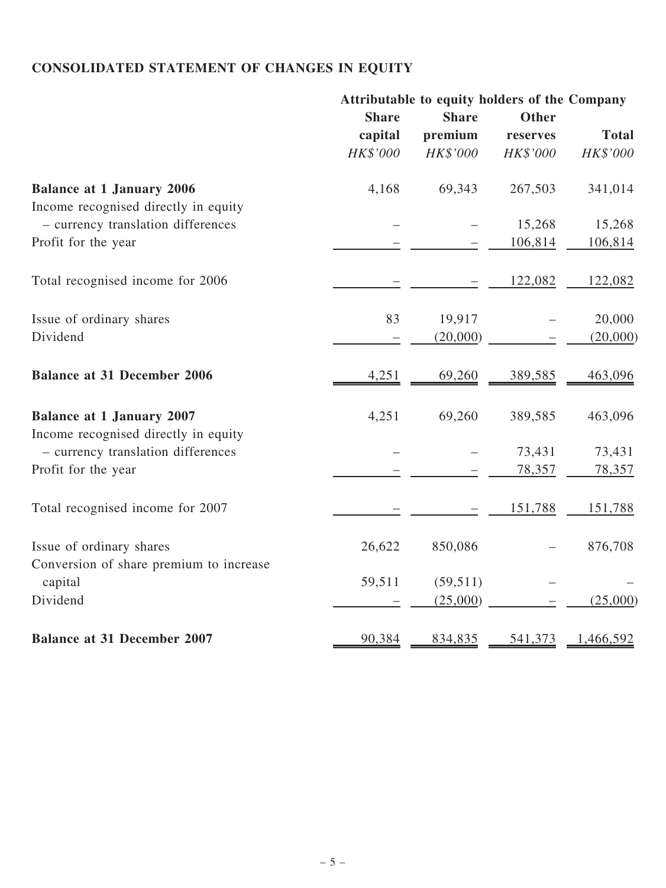## CONSOLIDATED STATEMENT OF CHANGES IN EQUITY

| | Attributable to equity holders of the Company | | | |
|---|---|---|---|---|
| | Share capital | Share premium | Other reserves | Total |
| | *HK$'000* | *HK$'000* | *HK$'000* | *HK$'000* |
| **Balance at 1 January 2006** | 4,168 | 69,343 | 267,503 | 341,014 |
| Income recognised directly in equity | | | | |
| – currency translation differences | – | – | 15,268 | 15,268 |
| Profit for the year | – | – | 106,814 | 106,814 |
| Total recognised income for 2006 | – | – | 122,082 | 122,082 |
| Issue of ordinary shares | 83 | 19,917 | – | 20,000 |
| Dividend | – | (20,000) | – | (20,000) |
| **Balance at 31 December 2006** | 4,251 | 69,260 | 389,585 | 463,096 |
| **Balance at 1 January 2007** | 4,251 | 69,260 | 389,585 | 463,096 |
| Income recognised directly in equity | | | | |
| – currency translation differences | – | – | 73,431 | 73,431 |
| Profit for the year | – | – | 78,357 | 78,357 |
| Total recognised income for 2007 | – | – | 151,788 | 151,788 |
| Issue of ordinary shares | 26,622 | 850,086 | – | 876,708 |
| Conversion of share premium to increase capital | 59,511 | (59,511) | – | – |
| Dividend | – | (25,000) | – | (25,000) |
| **Balance at 31 December 2007** | 90,384 | 834,835 | 541,373 | 1,466,592 |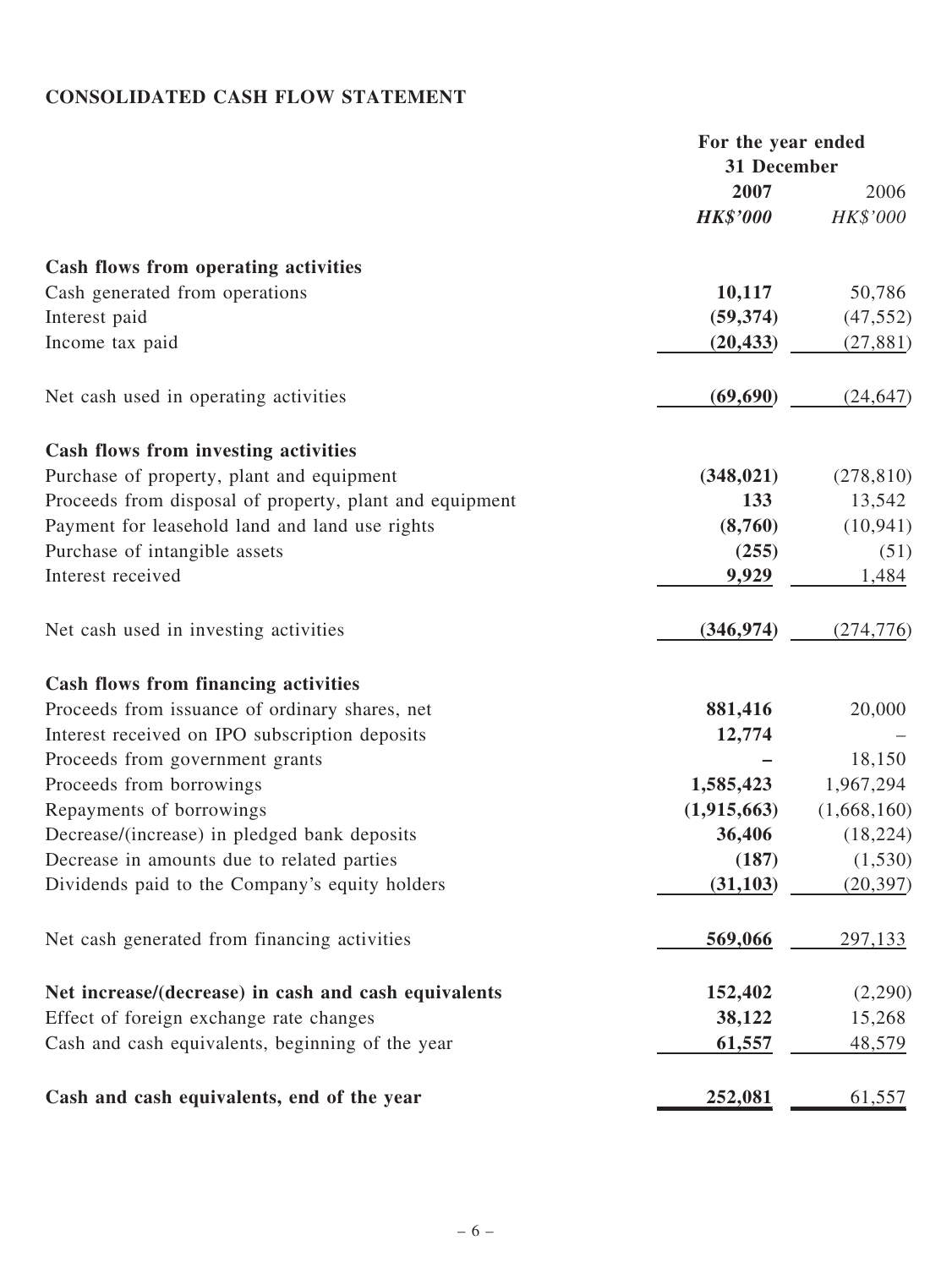## CONSOLIDATED CASH FLOW STATEMENT

| | For the year ended 31 December | |
|---|---|---|
| | **2007** | 2006 |
| | ***HK$'000*** | *HK$'000* |
| **Cash flows from operating activities** | | |
| Cash generated from operations | **10,117** | 50,786 |
| Interest paid | **(59,374)** | (47,552) |
| Income tax paid | **(20,433)** | (27,881) |
| Net cash used in operating activities | **(69,690)** | (24,647) |
| **Cash flows from investing activities** | | |
| Purchase of property, plant and equipment | **(348,021)** | (278,810) |
| Proceeds from disposal of property, plant and equipment | **133** | 13,542 |
| Payment for leasehold land and land use rights | **(8,760)** | (10,941) |
| Purchase of intangible assets | **(255)** | (51) |
| Interest received | **9,929** | 1,484 |
| Net cash used in investing activities | **(346,974)** | (274,776) |
| **Cash flows from financing activities** | | |
| Proceeds from issuance of ordinary shares, net | **881,416** | 20,000 |
| Interest received on IPO subscription deposits | **12,774** | – |
| Proceeds from government grants | **–** | 18,150 |
| Proceeds from borrowings | **1,585,423** | 1,967,294 |
| Repayments of borrowings | **(1,915,663)** | (1,668,160) |
| Decrease/(increase) in pledged bank deposits | **36,406** | (18,224) |
| Decrease in amounts due to related parties | **(187)** | (1,530) |
| Dividends paid to the Company's equity holders | **(31,103)** | (20,397) |
| Net cash generated from financing activities | **569,066** | 297,133 |
| **Net increase/(decrease) in cash and cash equivalents** | **152,402** | (2,290) |
| Effect of foreign exchange rate changes | **38,122** | 15,268 |
| Cash and cash equivalents, beginning of the year | **61,557** | 48,579 |
| **Cash and cash equivalents, end of the year** | **252,081** | 61,557 |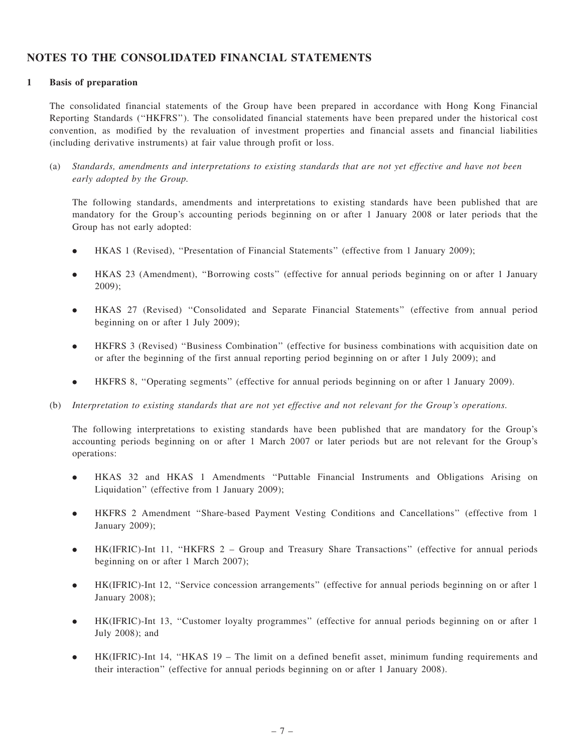## NOTES TO THE CONSOLIDATED FINANCIAL STATEMENTS

### 1 Basis of preparation

The consolidated financial statements of the Group have been prepared in accordance with Hong Kong Financial Reporting Standards (''HKFRS''). The consolidated financial statements have been prepared under the historical cost convention, as modified by the revaluation of investment properties and financial assets and financial liabilities (including derivative instruments) at fair value through profit or loss.

(a) *Standards, amendments and interpretations to existing standards that are not yet effective and have not been early adopted by the Group.*

The following standards, amendments and interpretations to existing standards have been published that are mandatory for the Group's accounting periods beginning on or after 1 January 2008 or later periods that the Group has not early adopted:

- HKAS 1 (Revised), ''Presentation of Financial Statements'' (effective from 1 January 2009);
- HKAS 23 (Amendment), ''Borrowing costs'' (effective for annual periods beginning on or after 1 January 2009);
- HKAS 27 (Revised) ''Consolidated and Separate Financial Statements'' (effective from annual period beginning on or after 1 July 2009);
- HKFRS 3 (Revised) ''Business Combination'' (effective for business combinations with acquisition date on or after the beginning of the first annual reporting period beginning on or after 1 July 2009); and
- HKFRS 8, ''Operating segments'' (effective for annual periods beginning on or after 1 January 2009).

(b) *Interpretation to existing standards that are not yet effective and not relevant for the Group's operations.*

The following interpretations to existing standards have been published that are mandatory for the Group's accounting periods beginning on or after 1 March 2007 or later periods but are not relevant for the Group's operations:

- HKAS 32 and HKAS 1 Amendments ''Puttable Financial Instruments and Obligations Arising on Liquidation'' (effective from 1 January 2009);
- HKFRS 2 Amendment ''Share-based Payment Vesting Conditions and Cancellations'' (effective from 1 January 2009);
- HK(IFRIC)-Int 11, ''HKFRS 2 – Group and Treasury Share Transactions'' (effective for annual periods beginning on or after 1 March 2007);
- HK(IFRIC)-Int 12, ''Service concession arrangements'' (effective for annual periods beginning on or after 1 January 2008);
- HK(IFRIC)-Int 13, ''Customer loyalty programmes'' (effective for annual periods beginning on or after 1 July 2008); and
- HK(IFRIC)-Int 14, ''HKAS 19 – The limit on a defined benefit asset, minimum funding requirements and their interaction'' (effective for annual periods beginning on or after 1 January 2008).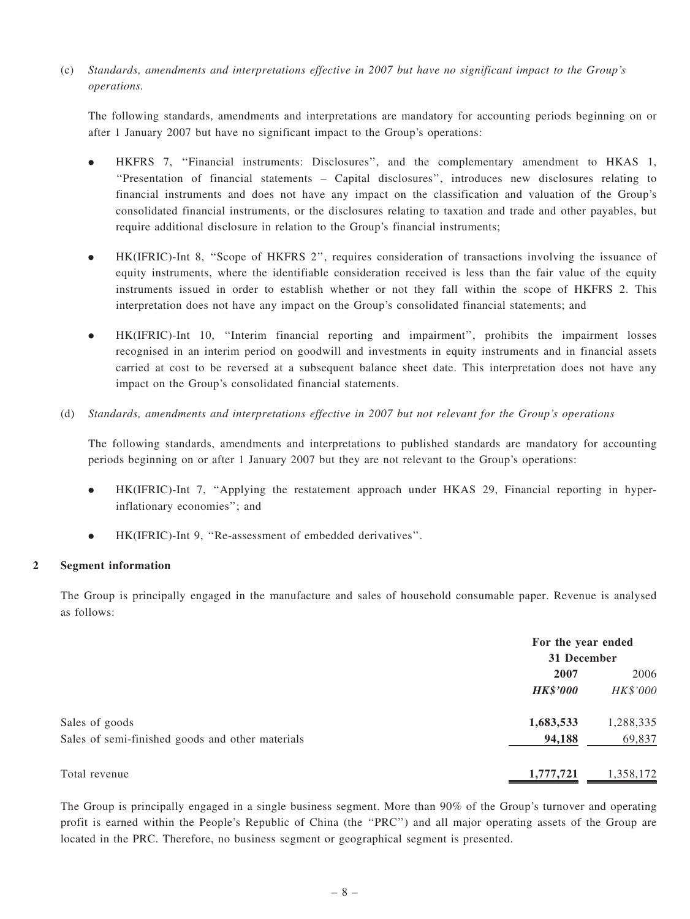(c) *Standards, amendments and interpretations effective in 2007 but have no significant impact to the Group's operations.*

The following standards, amendments and interpretations are mandatory for accounting periods beginning on or after 1 January 2007 but have no significant impact to the Group's operations:

- HKFRS 7, "Financial instruments: Disclosures", and the complementary amendment to HKAS 1, "Presentation of financial statements – Capital disclosures", introduces new disclosures relating to financial instruments and does not have any impact on the classification and valuation of the Group's consolidated financial instruments, or the disclosures relating to taxation and trade and other payables, but require additional disclosure in relation to the Group's financial instruments;

- HK(IFRIC)-Int 8, "Scope of HKFRS 2", requires consideration of transactions involving the issuance of equity instruments, where the identifiable consideration received is less than the fair value of the equity instruments issued in order to establish whether or not they fall within the scope of HKFRS 2. This interpretation does not have any impact on the Group's consolidated financial statements; and

- HK(IFRIC)-Int 10, "Interim financial reporting and impairment", prohibits the impairment losses recognised in an interim period on goodwill and investments in equity instruments and in financial assets carried at cost to be reversed at a subsequent balance sheet date. This interpretation does not have any impact on the Group's consolidated financial statements.

(d) *Standards, amendments and interpretations effective in 2007 but not relevant for the Group's operations*

The following standards, amendments and interpretations to published standards are mandatory for accounting periods beginning on or after 1 January 2007 but they are not relevant to the Group's operations:

- HK(IFRIC)-Int 7, "Applying the restatement approach under HKAS 29, Financial reporting in hyper-inflationary economies"; and

- HK(IFRIC)-Int 9, "Re-assessment of embedded derivatives".

**2 Segment information**

The Group is principally engaged in the manufacture and sales of household consumable paper. Revenue is analysed as follows:

| | For the year ended 31 December | |
|---|---|---|
| | **2007** | 2006 |
| | ***HK$'000*** | *HK$'000* |
| Sales of goods | **1,683,533** | 1,288,335 |
| Sales of semi-finished goods and other materials | **94,188** | 69,837 |
| Total revenue | **1,777,721** | 1,358,172 |

The Group is principally engaged in a single business segment. More than 90% of the Group's turnover and operating profit is earned within the People's Republic of China (the "PRC") and all major operating assets of the Group are located in the PRC. Therefore, no business segment or geographical segment is presented.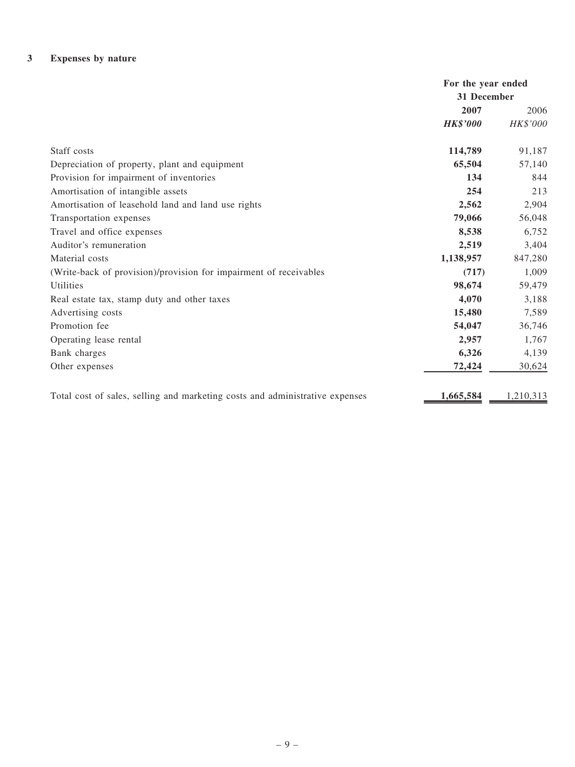## 3 Expenses by nature

| | For the year ended 31 December | |
|---|---|---|
| | **2007** | 2006 |
| | ***HK$'000*** | *HK$'000* |
| Staff costs | **114,789** | 91,187 |
| Depreciation of property, plant and equipment | **65,504** | 57,140 |
| Provision for impairment of inventories | **134** | 844 |
| Amortisation of intangible assets | **254** | 213 |
| Amortisation of leasehold land and land use rights | **2,562** | 2,904 |
| Transportation expenses | **79,066** | 56,048 |
| Travel and office expenses | **8,538** | 6,752 |
| Auditor's remuneration | **2,519** | 3,404 |
| Material costs | **1,138,957** | 847,280 |
| (Write-back of provision)/provision for impairment of receivables | **(717)** | 1,009 |
| Utilities | **98,674** | 59,479 |
| Real estate tax, stamp duty and other taxes | **4,070** | 3,188 |
| Advertising costs | **15,480** | 7,589 |
| Promotion fee | **54,047** | 36,746 |
| Operating lease rental | **2,957** | 1,767 |
| Bank charges | **6,326** | 4,139 |
| Other expenses | **72,424** | 30,624 |
| Total cost of sales, selling and marketing costs and administrative expenses | **1,665,584** | 1,210,313 |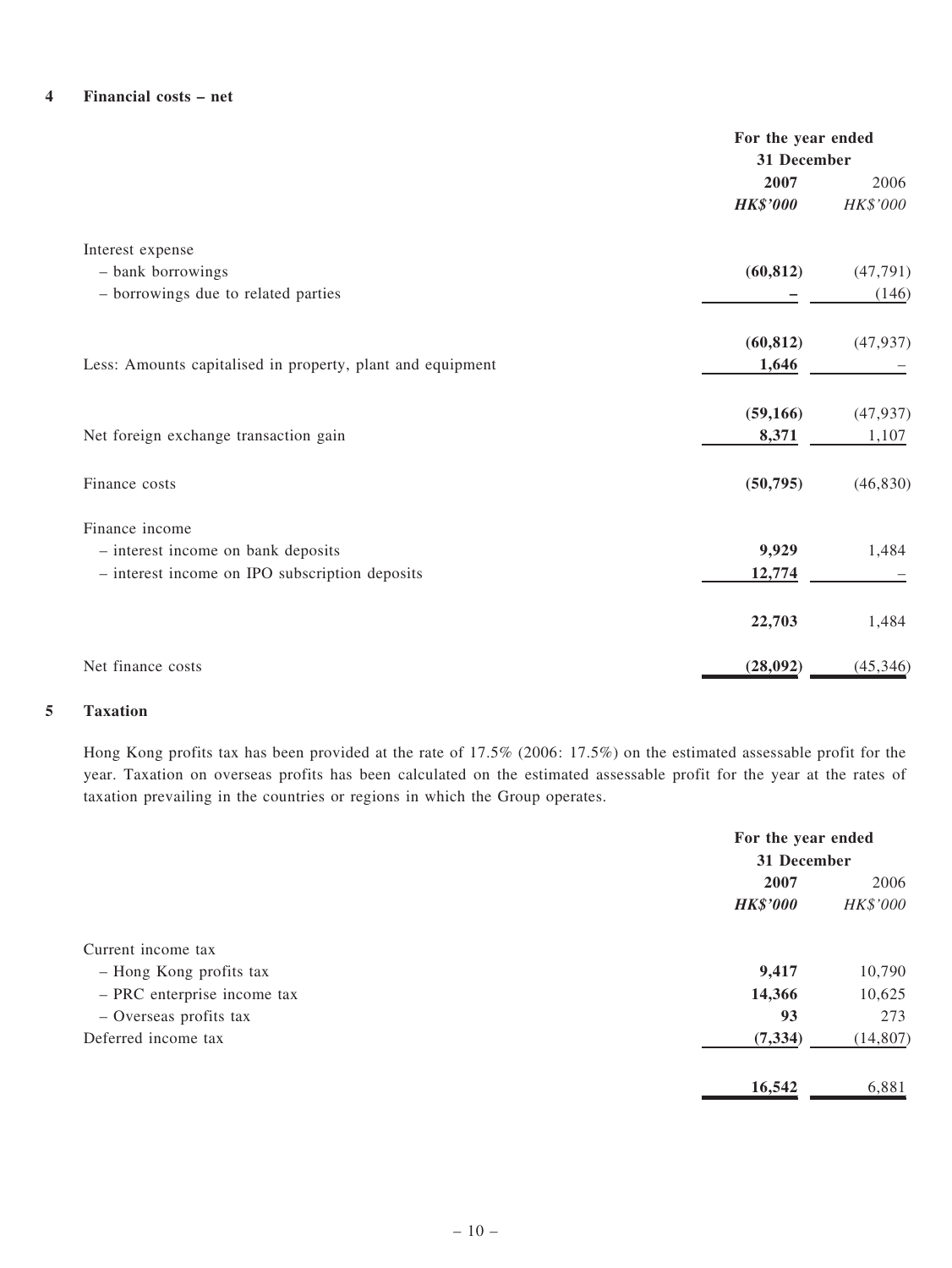## 4 Financial costs – net

| | For the year ended 31 December | |
|---|---|---|
| | **2007** | 2006 |
| | ***HK$'000*** | *HK$'000* |
| Interest expense | | |
| – bank borrowings | **(60,812)** | (47,791) |
| – borrowings due to related parties | **–** | (146) |
| | **(60,812)** | (47,937) |
| Less: Amounts capitalised in property, plant and equipment | **1,646** | – |
| | **(59,166)** | (47,937) |
| Net foreign exchange transaction gain | **8,371** | 1,107 |
| Finance costs | **(50,795)** | (46,830) |
| Finance income | | |
| – interest income on bank deposits | **9,929** | 1,484 |
| – interest income on IPO subscription deposits | **12,774** | – |
| | **22,703** | 1,484 |
| Net finance costs | **(28,092)** | (45,346) |

## 5 Taxation

Hong Kong profits tax has been provided at the rate of 17.5% (2006: 17.5%) on the estimated assessable profit for the year. Taxation on overseas profits has been calculated on the estimated assessable profit for the year at the rates of taxation prevailing in the countries or regions in which the Group operates.

| | For the year ended 31 December | |
|---|---|---|
| | **2007** | 2006 |
| | ***HK$'000*** | *HK$'000* |
| Current income tax | | |
| – Hong Kong profits tax | **9,417** | 10,790 |
| – PRC enterprise income tax | **14,366** | 10,625 |
| – Overseas profits tax | **93** | 273 |
| Deferred income tax | **(7,334)** | (14,807) |
| | **16,542** | 6,881 |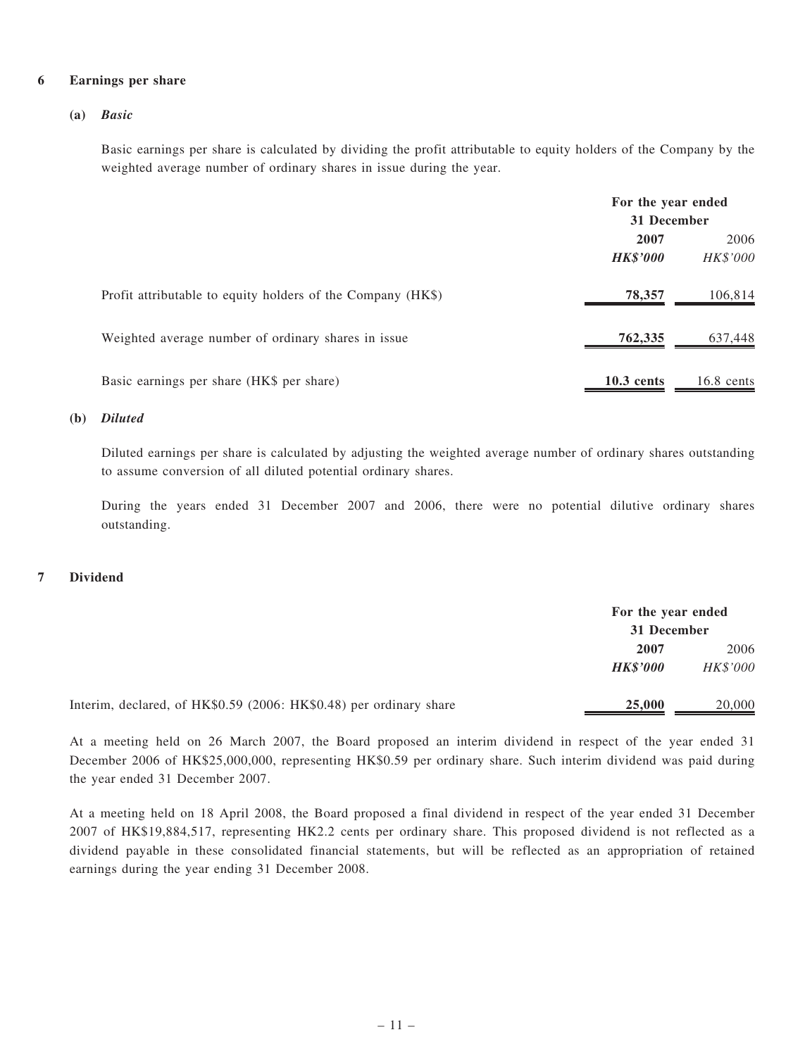## 6 Earnings per share

### (a) *Basic*

Basic earnings per share is calculated by dividing the profit attributable to equity holders of the Company by the weighted average number of ordinary shares in issue during the year.

| | For the year ended 31 December | |
|---|---|---|
| | **2007** | 2006 |
| | ***HK$'000*** | *HK$'000* |
| Profit attributable to equity holders of the Company (HK$) | **78,357** | 106,814 |
| Weighted average number of ordinary shares in issue | **762,335** | 637,448 |
| Basic earnings per share (HK$ per share) | **10.3 cents** | 16.8 cents |

### (b) *Diluted*

Diluted earnings per share is calculated by adjusting the weighted average number of ordinary shares outstanding to assume conversion of all diluted potential ordinary shares.

During the years ended 31 December 2007 and 2006, there were no potential dilutive ordinary shares outstanding.

## 7 Dividend

| | For the year ended 31 December | |
|---|---|---|
| | **2007** | 2006 |
| | ***HK$'000*** | *HK$'000* |
| Interim, declared, of HK$0.59 (2006: HK$0.48) per ordinary share | **25,000** | 20,000 |

At a meeting held on 26 March 2007, the Board proposed an interim dividend in respect of the year ended 31 December 2006 of HK$25,000,000, representing HK$0.59 per ordinary share. Such interim dividend was paid during the year ended 31 December 2007.

At a meeting held on 18 April 2008, the Board proposed a final dividend in respect of the year ended 31 December 2007 of HK$19,884,517, representing HK2.2 cents per ordinary share. This proposed dividend is not reflected as a dividend payable in these consolidated financial statements, but will be reflected as an appropriation of retained earnings during the year ending 31 December 2008.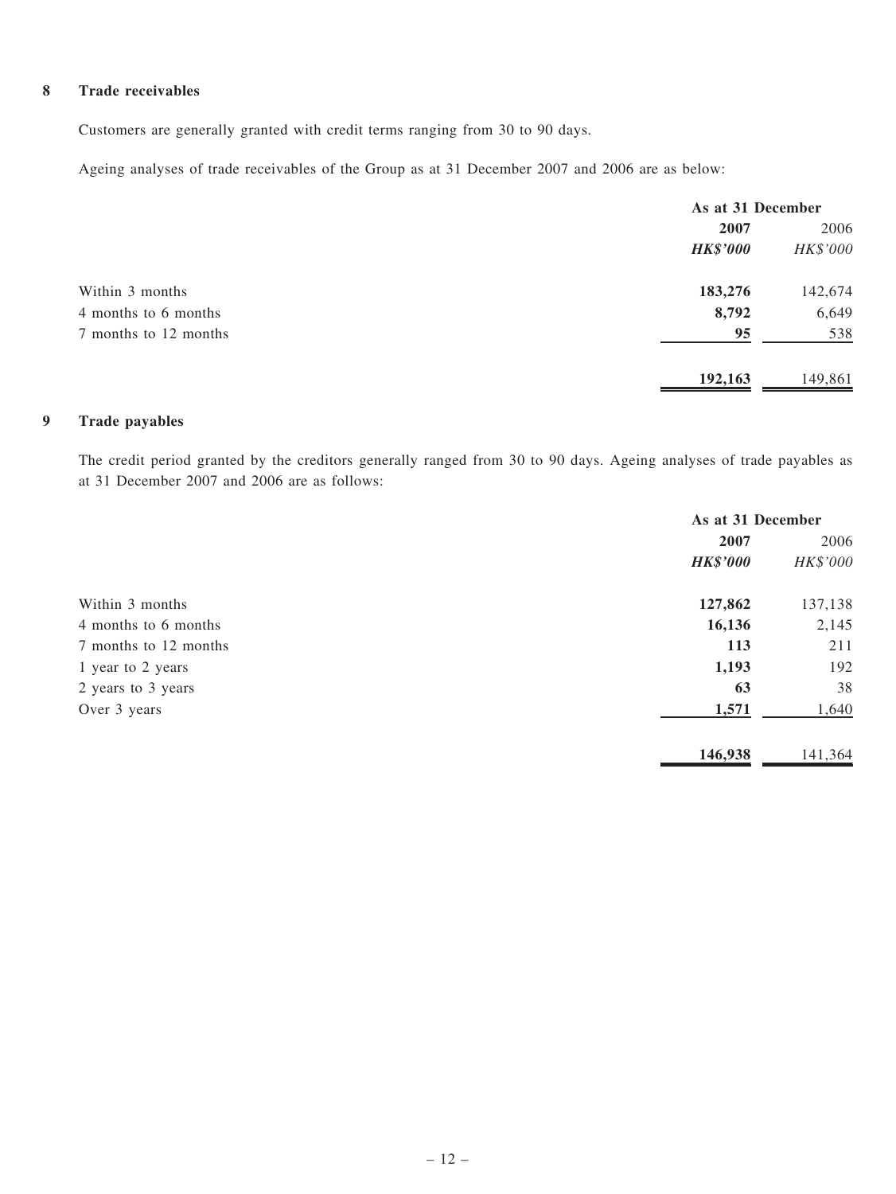## 8 Trade receivables

Customers are generally granted with credit terms ranging from 30 to 90 days.

Ageing analyses of trade receivables of the Group as at 31 December 2007 and 2006 are as below:

| | As at 31 December | |
|---|---|---|
| | **2007** | 2006 |
| | ***HK$'000*** | *HK$'000* |
| Within 3 months | **183,276** | 142,674 |
| 4 months to 6 months | **8,792** | 6,649 |
| 7 months to 12 months | **95** | 538 |
| | **192,163** | 149,861 |

## 9 Trade payables

The credit period granted by the creditors generally ranged from 30 to 90 days. Ageing analyses of trade payables as at 31 December 2007 and 2006 are as follows:

| | As at 31 December | |
|---|---|---|
| | **2007** | 2006 |
| | ***HK$'000*** | *HK$'000* |
| Within 3 months | **127,862** | 137,138 |
| 4 months to 6 months | **16,136** | 2,145 |
| 7 months to 12 months | **113** | 211 |
| 1 year to 2 years | **1,193** | 192 |
| 2 years to 3 years | **63** | 38 |
| Over 3 years | **1,571** | 1,640 |
| | **146,938** | 141,364 |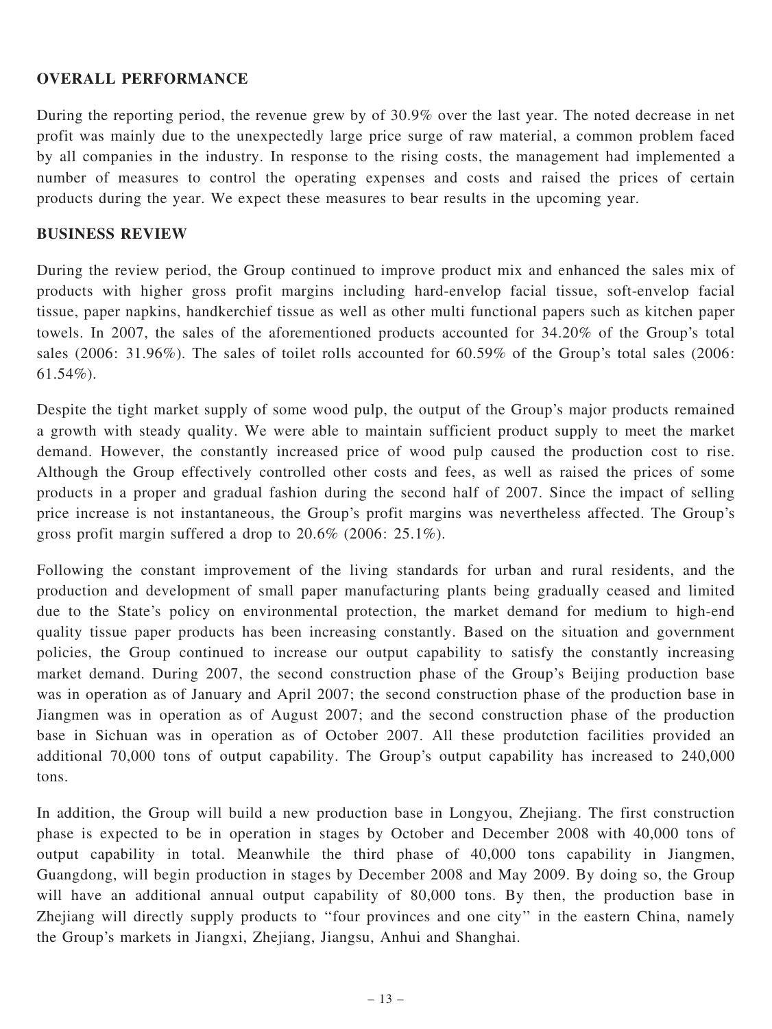## OVERALL PERFORMANCE

During the reporting period, the revenue grew by of 30.9% over the last year. The noted decrease in net profit was mainly due to the unexpectedly large price surge of raw material, a common problem faced by all companies in the industry. In response to the rising costs, the management had implemented a number of measures to control the operating expenses and costs and raised the prices of certain products during the year. We expect these measures to bear results in the upcoming year.

## BUSINESS REVIEW

During the review period, the Group continued to improve product mix and enhanced the sales mix of products with higher gross profit margins including hard-envelop facial tissue, soft-envelop facial tissue, paper napkins, handkerchief tissue as well as other multi functional papers such as kitchen paper towels. In 2007, the sales of the aforementioned products accounted for 34.20% of the Group's total sales (2006: 31.96%). The sales of toilet rolls accounted for 60.59% of the Group's total sales (2006: 61.54%).

Despite the tight market supply of some wood pulp, the output of the Group's major products remained a growth with steady quality. We were able to maintain sufficient product supply to meet the market demand. However, the constantly increased price of wood pulp caused the production cost to rise. Although the Group effectively controlled other costs and fees, as well as raised the prices of some products in a proper and gradual fashion during the second half of 2007. Since the impact of selling price increase is not instantaneous, the Group's profit margins was nevertheless affected. The Group's gross profit margin suffered a drop to 20.6% (2006: 25.1%).

Following the constant improvement of the living standards for urban and rural residents, and the production and development of small paper manufacturing plants being gradually ceased and limited due to the State's policy on environmental protection, the market demand for medium to high-end quality tissue paper products has been increasing constantly. Based on the situation and government policies, the Group continued to increase our output capability to satisfy the constantly increasing market demand. During 2007, the second construction phase of the Group's Beijing production base was in operation as of January and April 2007; the second construction phase of the production base in Jiangmen was in operation as of August 2007; and the second construction phase of the production base in Sichuan was in operation as of October 2007. All these produtction facilities provided an additional 70,000 tons of output capability. The Group's output capability has increased to 240,000 tons.

In addition, the Group will build a new production base in Longyou, Zhejiang. The first construction phase is expected to be in operation in stages by October and December 2008 with 40,000 tons of output capability in total. Meanwhile the third phase of 40,000 tons capability in Jiangmen, Guangdong, will begin production in stages by December 2008 and May 2009. By doing so, the Group will have an additional annual output capability of 80,000 tons. By then, the production base in Zhejiang will directly supply products to "four provinces and one city" in the eastern China, namely the Group's markets in Jiangxi, Zhejiang, Jiangsu, Anhui and Shanghai.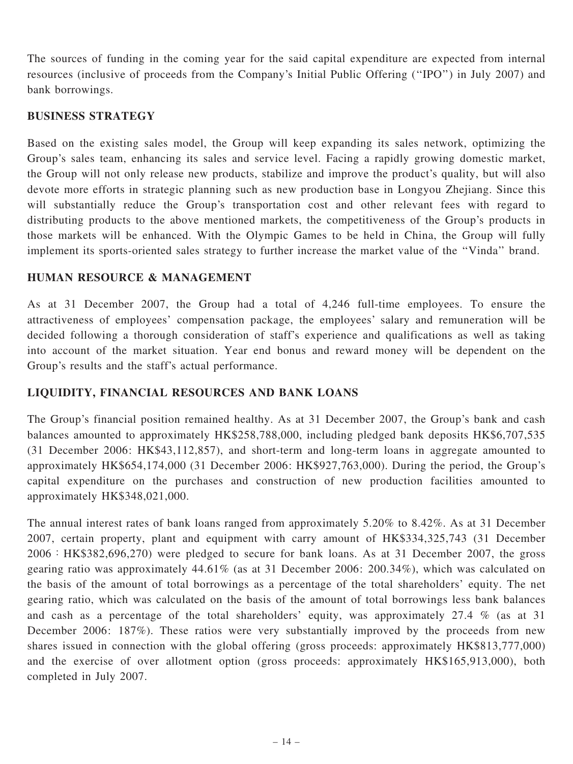The sources of funding in the coming year for the said capital expenditure are expected from internal resources (inclusive of proceeds from the Company's Initial Public Offering (''IPO'') in July 2007) and bank borrowings.

## BUSINESS STRATEGY

Based on the existing sales model, the Group will keep expanding its sales network, optimizing the Group's sales team, enhancing its sales and service level. Facing a rapidly growing domestic market, the Group will not only release new products, stabilize and improve the product's quality, but will also devote more efforts in strategic planning such as new production base in Longyou Zhejiang. Since this will substantially reduce the Group's transportation cost and other relevant fees with regard to distributing products to the above mentioned markets, the competitiveness of the Group's products in those markets will be enhanced. With the Olympic Games to be held in China, the Group will fully implement its sports-oriented sales strategy to further increase the market value of the ''Vinda'' brand.

## HUMAN RESOURCE & MANAGEMENT

As at 31 December 2007, the Group had a total of 4,246 full-time employees. To ensure the attractiveness of employees' compensation package, the employees' salary and remuneration will be decided following a thorough consideration of staff's experience and qualifications as well as taking into account of the market situation. Year end bonus and reward money will be dependent on the Group's results and the staff's actual performance.

## LIQUIDITY, FINANCIAL RESOURCES AND BANK LOANS

The Group's financial position remained healthy. As at 31 December 2007, the Group's bank and cash balances amounted to approximately HK$258,788,000, including pledged bank deposits HK$6,707,535 (31 December 2006: HK$43,112,857), and short-term and long-term loans in aggregate amounted to approximately HK$654,174,000 (31 December 2006: HK$927,763,000). During the period, the Group's capital expenditure on the purchases and construction of new production facilities amounted to approximately HK$348,021,000.

The annual interest rates of bank loans ranged from approximately 5.20% to 8.42%. As at 31 December 2007, certain property, plant and equipment with carry amount of HK$334,325,743 (31 December 2006 : HK$382,696,270) were pledged to secure for bank loans. As at 31 December 2007, the gross gearing ratio was approximately 44.61% (as at 31 December 2006: 200.34%), which was calculated on the basis of the amount of total borrowings as a percentage of the total shareholders' equity. The net gearing ratio, which was calculated on the basis of the amount of total borrowings less bank balances and cash as a percentage of the total shareholders' equity, was approximately 27.4 % (as at 31 December 2006: 187%). These ratios were very substantially improved by the proceeds from new shares issued in connection with the global offering (gross proceeds: approximately HK$813,777,000) and the exercise of over allotment option (gross proceeds: approximately HK$165,913,000), both completed in July 2007.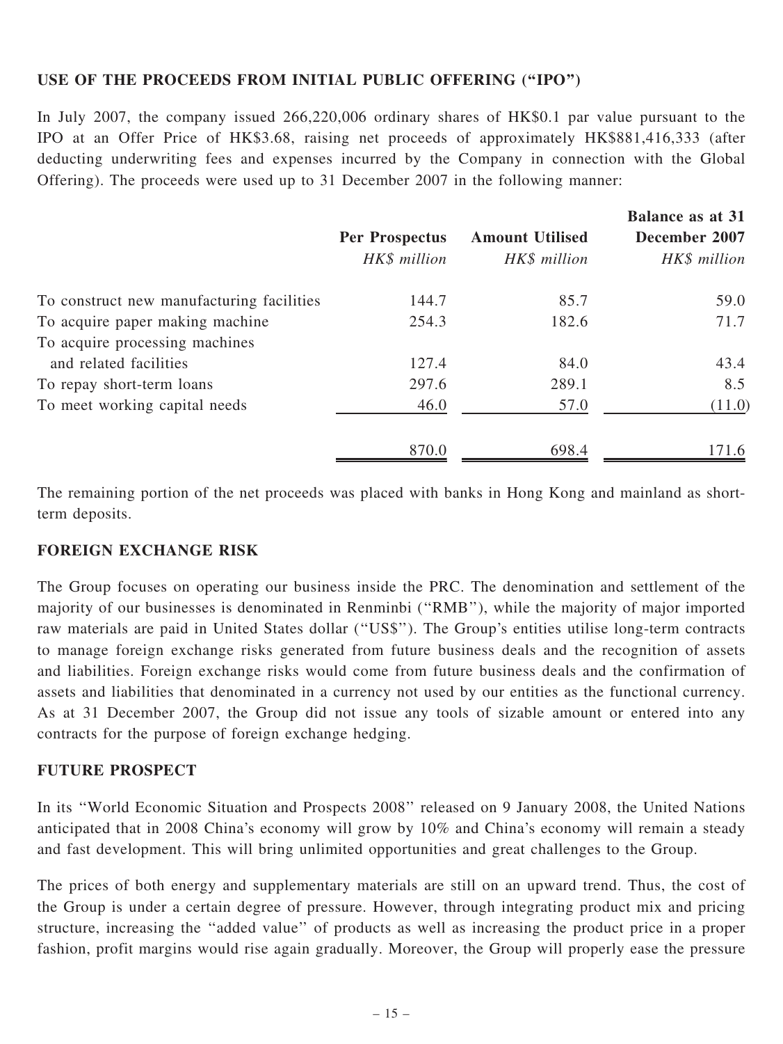## USE OF THE PROCEEDS FROM INITIAL PUBLIC OFFERING ("IPO")

In July 2007, the company issued 266,220,006 ordinary shares of HK$0.1 par value pursuant to the IPO at an Offer Price of HK$3.68, raising net proceeds of approximately HK$881,416,333 (after deducting underwriting fees and expenses incurred by the Company in connection with the Global Offering). The proceeds were used up to 31 December 2007 in the following manner:

| | Per Prospectus *HK$ million* | Amount Utilised *HK$ million* | Balance as at 31 December 2007 *HK$ million* |
|---|---|---|---|
| To construct new manufacturing facilities | 144.7 | 85.7 | 59.0 |
| To acquire paper making machine | 254.3 | 182.6 | 71.7 |
| To acquire processing machines and related facilities | 127.4 | 84.0 | 43.4 |
| To repay short-term loans | 297.6 | 289.1 | 8.5 |
| To meet working capital needs | 46.0 | 57.0 | (11.0) |
| | 870.0 | 698.4 | 171.6 |

The remaining portion of the net proceeds was placed with banks in Hong Kong and mainland as short-term deposits.

## FOREIGN EXCHANGE RISK

The Group focuses on operating our business inside the PRC. The denomination and settlement of the majority of our businesses is denominated in Renminbi ("RMB"), while the majority of major imported raw materials are paid in United States dollar ("US$"). The Group's entities utilise long-term contracts to manage foreign exchange risks generated from future business deals and the recognition of assets and liabilities. Foreign exchange risks would come from future business deals and the confirmation of assets and liabilities that denominated in a currency not used by our entities as the functional currency. As at 31 December 2007, the Group did not issue any tools of sizable amount or entered into any contracts for the purpose of foreign exchange hedging.

## FUTURE PROSPECT

In its "World Economic Situation and Prospects 2008" released on 9 January 2008, the United Nations anticipated that in 2008 China's economy will grow by 10% and China's economy will remain a steady and fast development. This will bring unlimited opportunities and great challenges to the Group.

The prices of both energy and supplementary materials are still on an upward trend. Thus, the cost of the Group is under a certain degree of pressure. However, through integrating product mix and pricing structure, increasing the "added value" of products as well as increasing the product price in a proper fashion, profit margins would rise again gradually. Moreover, the Group will properly ease the pressure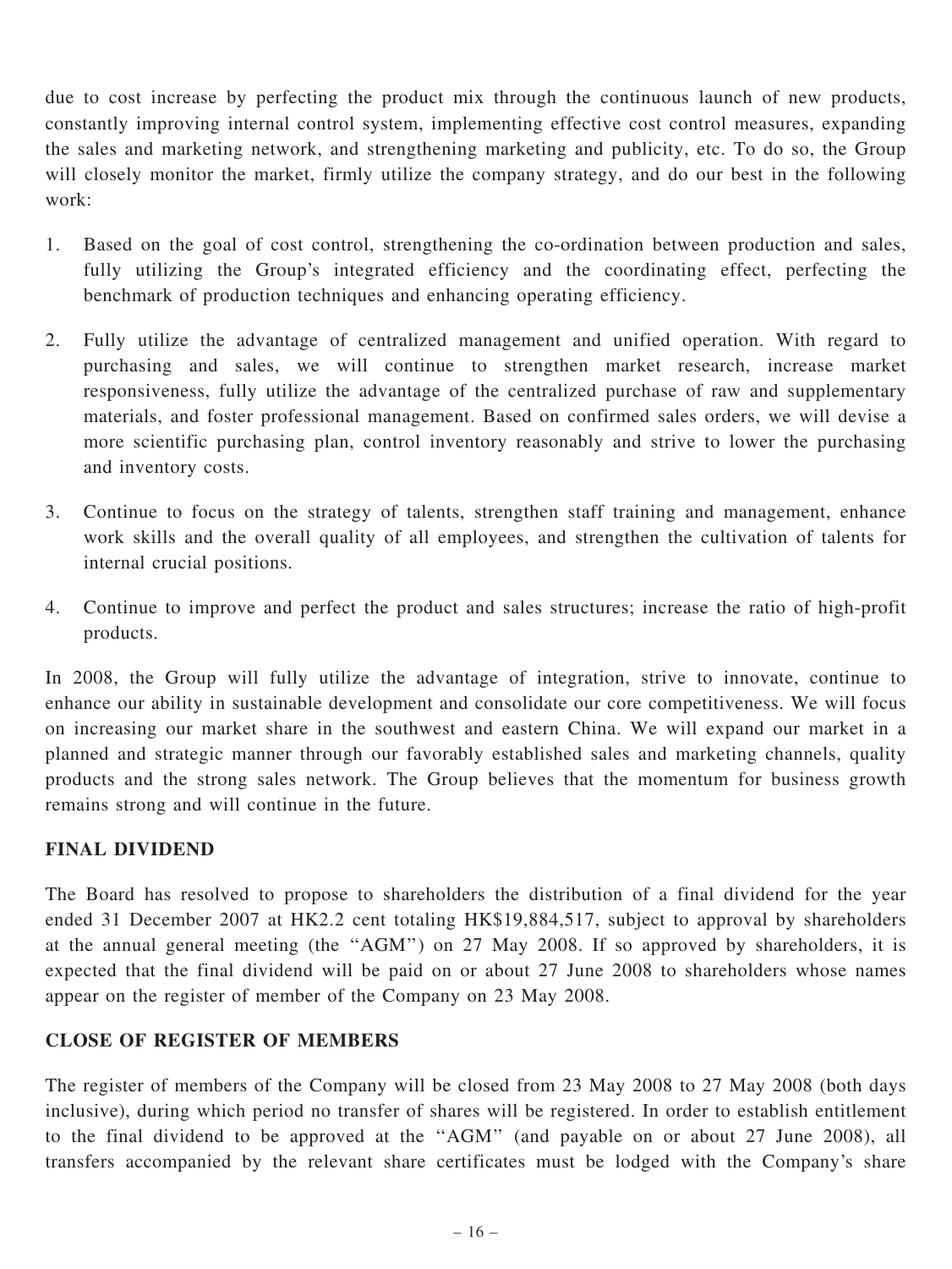due to cost increase by perfecting the product mix through the continuous launch of new products, constantly improving internal control system, implementing effective cost control measures, expanding the sales and marketing network, and strengthening marketing and publicity, etc. To do so, the Group will closely monitor the market, firmly utilize the company strategy, and do our best in the following work:

1. Based on the goal of cost control, strengthening the co-ordination between production and sales, fully utilizing the Group's integrated efficiency and the coordinating effect, perfecting the benchmark of production techniques and enhancing operating efficiency.
2. Fully utilize the advantage of centralized management and unified operation. With regard to purchasing and sales, we will continue to strengthen market research, increase market responsiveness, fully utilize the advantage of the centralized purchase of raw and supplementary materials, and foster professional management. Based on confirmed sales orders, we will devise a more scientific purchasing plan, control inventory reasonably and strive to lower the purchasing and inventory costs.
3. Continue to focus on the strategy of talents, strengthen staff training and management, enhance work skills and the overall quality of all employees, and strengthen the cultivation of talents for internal crucial positions.
4. Continue to improve and perfect the product and sales structures; increase the ratio of high-profit products.

In 2008, the Group will fully utilize the advantage of integration, strive to innovate, continue to enhance our ability in sustainable development and consolidate our core competitiveness. We will focus on increasing our market share in the southwest and eastern China. We will expand our market in a planned and strategic manner through our favorably established sales and marketing channels, quality products and the strong sales network. The Group believes that the momentum for business growth remains strong and will continue in the future.

## FINAL DIVIDEND

The Board has resolved to propose to shareholders the distribution of a final dividend for the year ended 31 December 2007 at HK2.2 cent totaling HK$19,884,517, subject to approval by shareholders at the annual general meeting (the "AGM") on 27 May 2008. If so approved by shareholders, it is expected that the final dividend will be paid on or about 27 June 2008 to shareholders whose names appear on the register of member of the Company on 23 May 2008.

## CLOSE OF REGISTER OF MEMBERS

The register of members of the Company will be closed from 23 May 2008 to 27 May 2008 (both days inclusive), during which period no transfer of shares will be registered. In order to establish entitlement to the final dividend to be approved at the "AGM" (and payable on or about 27 June 2008), all transfers accompanied by the relevant share certificates must be lodged with the Company's share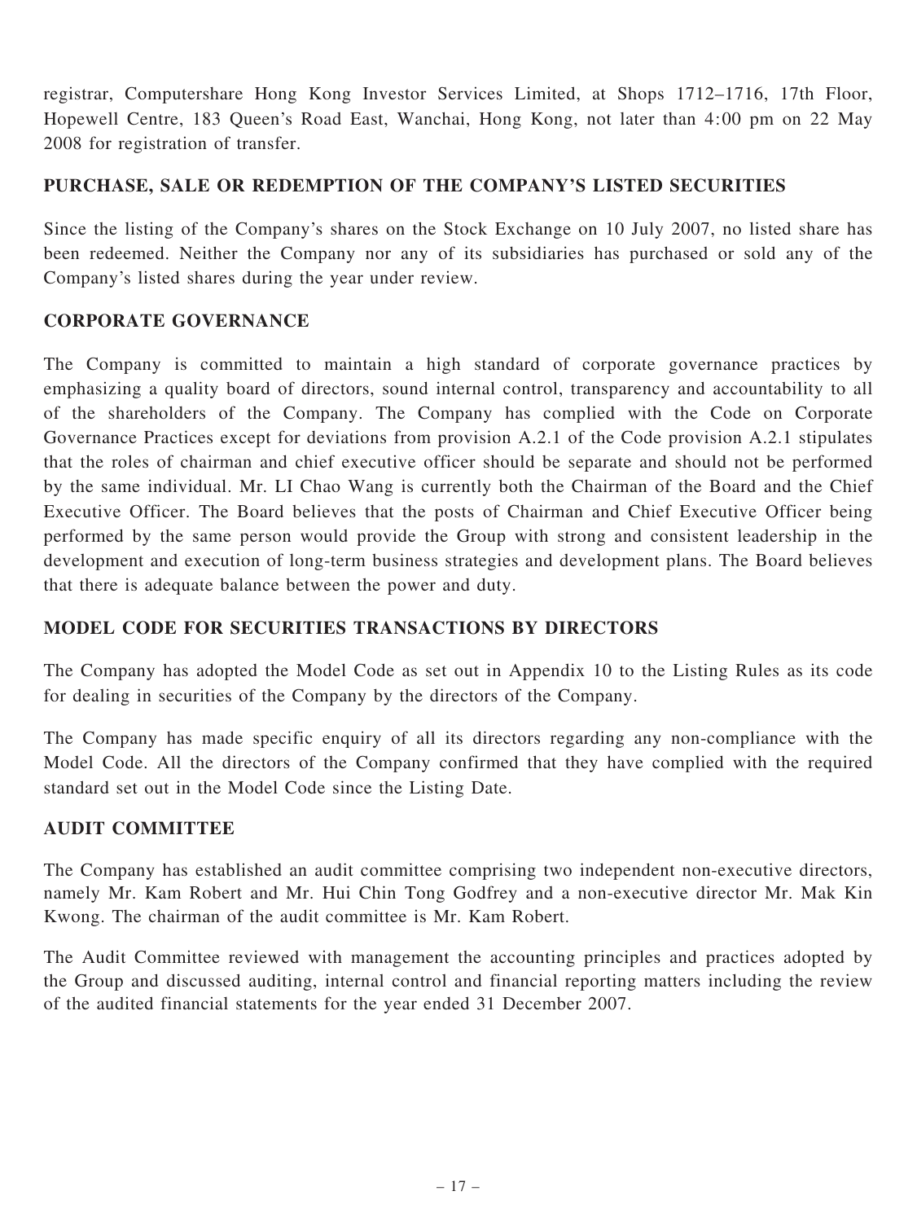registrar, Computershare Hong Kong Investor Services Limited, at Shops 1712–1716, 17th Floor, Hopewell Centre, 183 Queen's Road East, Wanchai, Hong Kong, not later than 4:00 pm on 22 May 2008 for registration of transfer.

## PURCHASE, SALE OR REDEMPTION OF THE COMPANY'S LISTED SECURITIES

Since the listing of the Company's shares on the Stock Exchange on 10 July 2007, no listed share has been redeemed. Neither the Company nor any of its subsidiaries has purchased or sold any of the Company's listed shares during the year under review.

## CORPORATE GOVERNANCE

The Company is committed to maintain a high standard of corporate governance practices by emphasizing a quality board of directors, sound internal control, transparency and accountability to all of the shareholders of the Company. The Company has complied with the Code on Corporate Governance Practices except for deviations from provision A.2.1 of the Code provision A.2.1 stipulates that the roles of chairman and chief executive officer should be separate and should not be performed by the same individual. Mr. LI Chao Wang is currently both the Chairman of the Board and the Chief Executive Officer. The Board believes that the posts of Chairman and Chief Executive Officer being performed by the same person would provide the Group with strong and consistent leadership in the development and execution of long-term business strategies and development plans. The Board believes that there is adequate balance between the power and duty.

## MODEL CODE FOR SECURITIES TRANSACTIONS BY DIRECTORS

The Company has adopted the Model Code as set out in Appendix 10 to the Listing Rules as its code for dealing in securities of the Company by the directors of the Company.

The Company has made specific enquiry of all its directors regarding any non-compliance with the Model Code. All the directors of the Company confirmed that they have complied with the required standard set out in the Model Code since the Listing Date.

## AUDIT COMMITTEE

The Company has established an audit committee comprising two independent non-executive directors, namely Mr. Kam Robert and Mr. Hui Chin Tong Godfrey and a non-executive director Mr. Mak Kin Kwong. The chairman of the audit committee is Mr. Kam Robert.

The Audit Committee reviewed with management the accounting principles and practices adopted by the Group and discussed auditing, internal control and financial reporting matters including the review of the audited financial statements for the year ended 31 December 2007.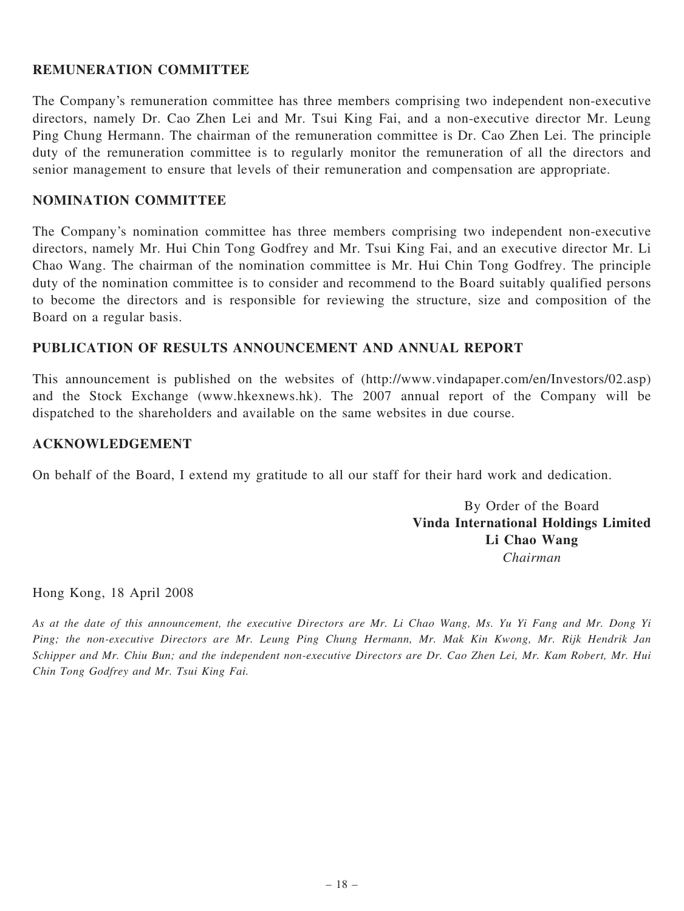## REMUNERATION COMMITTEE

The Company's remuneration committee has three members comprising two independent non-executive directors, namely Dr. Cao Zhen Lei and Mr. Tsui King Fai, and a non-executive director Mr. Leung Ping Chung Hermann. The chairman of the remuneration committee is Dr. Cao Zhen Lei. The principle duty of the remuneration committee is to regularly monitor the remuneration of all the directors and senior management to ensure that levels of their remuneration and compensation are appropriate.

## NOMINATION COMMITTEE

The Company's nomination committee has three members comprising two independent non-executive directors, namely Mr. Hui Chin Tong Godfrey and Mr. Tsui King Fai, and an executive director Mr. Li Chao Wang. The chairman of the nomination committee is Mr. Hui Chin Tong Godfrey. The principle duty of the nomination committee is to consider and recommend to the Board suitably qualified persons to become the directors and is responsible for reviewing the structure, size and composition of the Board on a regular basis.

## PUBLICATION OF RESULTS ANNOUNCEMENT AND ANNUAL REPORT

This announcement is published on the websites of (http://www.vindapaper.com/en/Investors/02.asp) and the Stock Exchange (www.hkexnews.hk). The 2007 annual report of the Company will be dispatched to the shareholders and available on the same websites in due course.

## ACKNOWLEDGEMENT

On behalf of the Board, I extend my gratitude to all our staff for their hard work and dedication.

By Order of the Board
**Vinda International Holdings Limited**
**Li Chao Wang**
*Chairman*

Hong Kong, 18 April 2008

*As at the date of this announcement, the executive Directors are Mr. Li Chao Wang, Ms. Yu Yi Fang and Mr. Dong Yi Ping; the non-executive Directors are Mr. Leung Ping Chung Hermann, Mr. Mak Kin Kwong, Mr. Rijk Hendrik Jan Schipper and Mr. Chiu Bun; and the independent non-executive Directors are Dr. Cao Zhen Lei, Mr. Kam Robert, Mr. Hui Chin Tong Godfrey and Mr. Tsui King Fai.*